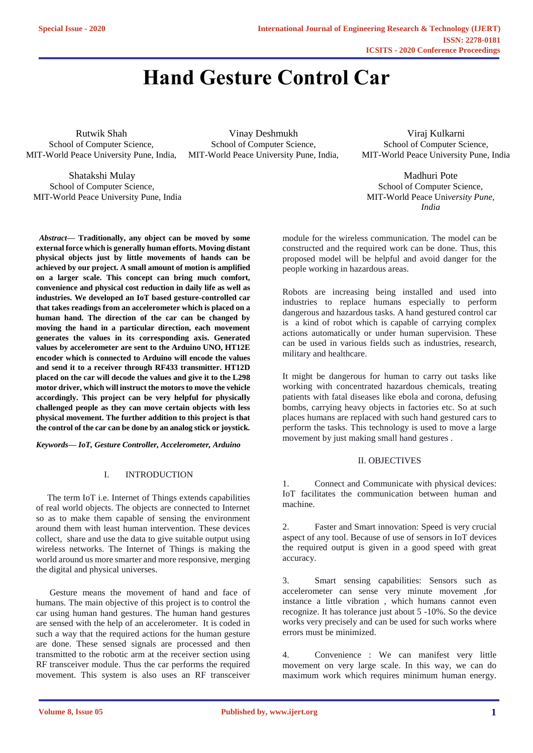# Hand Gesture Control Car

Rutwik Shah
School of Computer Science,
MIT-World Peace University Pune, India,

Vinay Deshmukh
School of Computer Science,
MIT-World Peace University Pune, India,

Viraj Kulkarni
School of Computer Science,
MIT-World Peace University Pune, India

Shatakshi Mulay
School of Computer Science,
MIT-World Peace University Pune, India

Madhuri Pote
School of Computer Science,
MIT-World Peace University *Pune, India*

***Abstract*— Traditionally, any object can be moved by some external force which is generally human efforts. Moving distant physical objects just by little movements of hands can be achieved by our project. A small amount of motion is amplified on a larger scale. This concept can bring much comfort, convenience and physical cost reduction in daily life as well as industries. We developed an IoT based gesture-controlled car that takes readings from an accelerometer which is placed on a human hand. The direction of the car can be changed by moving the hand in a particular direction, each movement generates the values in its corresponding axis. Generated values by accelerometer are sent to the Arduino UNO, HT12E encoder which is connected to Arduino will encode the values and send it to a receiver through RF433 transmitter. HT12D placed on the car will decode the values and give it to the L298 motor driver, which will instruct the motors to move the vehicle accordingly. This project can be very helpful for physically challenged people as they can move certain objects with less physical movement. The further addition to this project is that the control of the car can be done by an analog stick or joystick.**

***Keywords*— *IoT, Gesture Controller, Accelerometer, Arduino***

## I. INTRODUCTION

The term IoT i.e. Internet of Things extends capabilities of real world objects. The objects are connected to Internet so as to make them capable of sensing the environment around them with least human intervention. These devices collect, share and use the data to give suitable output using wireless networks. The Internet of Things is making the world around us more smarter and more responsive, merging the digital and physical universes.

Gesture means the movement of hand and face of humans. The main objective of this project is to control the car using human hand gestures. The human hand gestures are sensed with the help of an accelerometer. It is coded in such a way that the required actions for the human gesture are done. These sensed signals are processed and then transmitted to the robotic arm at the receiver section using RF transceiver module. Thus the car performs the required movement. This system is also uses an RF transceiver module for the wireless communication. The model can be constructed and the required work can be done. Thus, this proposed model will be helpful and avoid danger for the people working in hazardous areas.

Robots are increasing being installed and used into industries to replace humans especially to perform dangerous and hazardous tasks. A hand gestured control car is a kind of robot which is capable of carrying complex actions automatically or under human supervision. These can be used in various fields such as industries, research, military and healthcare.

It might be dangerous for human to carry out tasks like working with concentrated hazardous chemicals, treating patients with fatal diseases like ebola and corona, defusing bombs, carrying heavy objects in factories etc. So at such places humans are replaced with such hand gestured cars to perform the tasks. This technology is used to move a large movement by just making small hand gestures .

## II. OBJECTIVES

1. Connect and Communicate with physical devices: IoT facilitates the communication between human and machine.

2. Faster and Smart innovation: Speed is very crucial aspect of any tool. Because of use of sensors in IoT devices the required output is given in a good speed with great accuracy.

3. Smart sensing capabilities: Sensors such as accelerometer can sense very minute movement ,for instance a little vibration , which humans cannot even recognize. It has tolerance just about 5 -10%. So the device works very precisely and can be used for such works where errors must be minimized.

4. Convenience : We can manifest very little movement on very large scale. In this way, we can do maximum work which requires minimum human energy.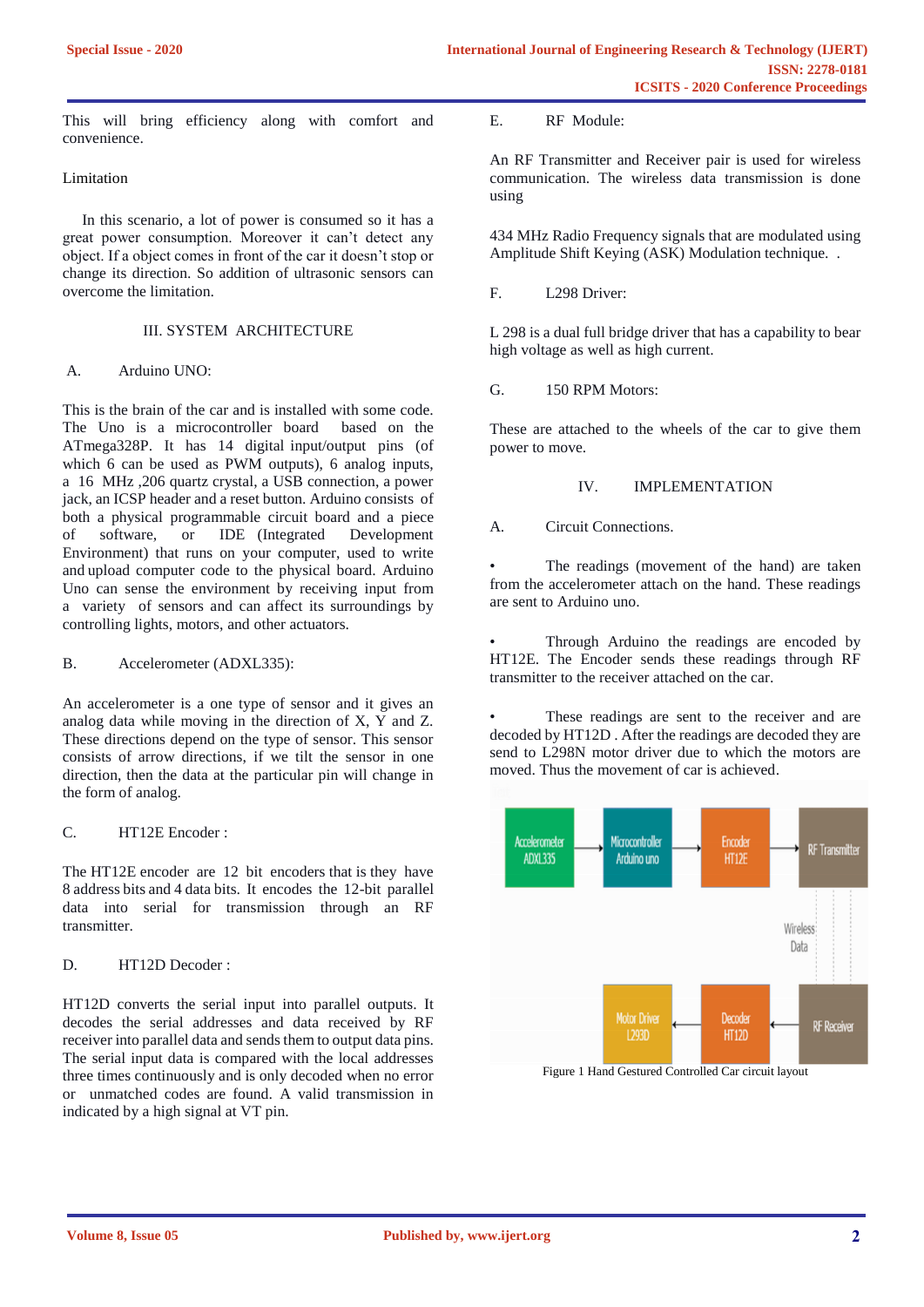This will bring efficiency along with comfort and convenience.

Limitation

In this scenario, a lot of power is consumed so it has a great power consumption. Moreover it can't detect any object. If a object comes in front of the car it doesn't stop or change its direction. So addition of ultrasonic sensors can overcome the limitation.

## III. SYSTEM ARCHITECTURE

### A. Arduino UNO:

This is the brain of the car and is installed with some code. The Uno is a microcontroller board based on the ATmega328P. It has 14 digital input/output pins (of which 6 can be used as PWM outputs), 6 analog inputs, a 16 MHz ,206 quartz crystal, a USB connection, a power jack, an ICSP header and a reset button. Arduino consists of both a physical programmable circuit board and a piece of software, or IDE (Integrated Development Environment) that runs on your computer, used to write and upload computer code to the physical board. Arduino Uno can sense the environment by receiving input from a variety of sensors and can affect its surroundings by controlling lights, motors, and other actuators.

### B. Accelerometer (ADXL335):

An accelerometer is a one type of sensor and it gives an analog data while moving in the direction of X, Y and Z. These directions depend on the type of sensor. This sensor consists of arrow directions, if we tilt the sensor in one direction, then the data at the particular pin will change in the form of analog.

### C. HT12E Encoder :

The HT12E encoder are 12 bit encoders that is they have 8 address bits and 4 data bits. It encodes the 12-bit parallel data into serial for transmission through an RF transmitter.

### D. HT12D Decoder :

HT12D converts the serial input into parallel outputs. It decodes the serial addresses and data received by RF receiver into parallel data and sends them to output data pins. The serial input data is compared with the local addresses three times continuously and is only decoded when no error or unmatched codes are found. A valid transmission in indicated by a high signal at VT pin.

### E. RF Module:

An RF Transmitter and Receiver pair is used for wireless communication. The wireless data transmission is done using

434 MHz Radio Frequency signals that are modulated using Amplitude Shift Keying (ASK) Modulation technique. .

### F. L298 Driver:

L 298 is a dual full bridge driver that has a capability to bear high voltage as well as high current.

### G. 150 RPM Motors:

These are attached to the wheels of the car to give them power to move.

## IV. IMPLEMENTATION

### A. Circuit Connections.

- The readings (movement of the hand) are taken from the accelerometer attach on the hand. These readings are sent to Arduino uno.

- Through Arduino the readings are encoded by HT12E. The Encoder sends these readings through RF transmitter to the receiver attached on the car.

- These readings are sent to the receiver and are decoded by HT12D . After the readings are decoded they are send to L298N motor driver due to which the motors are moved. Thus the movement of car is achieved.

Figure 1 Hand Gestured Controlled Car circuit layout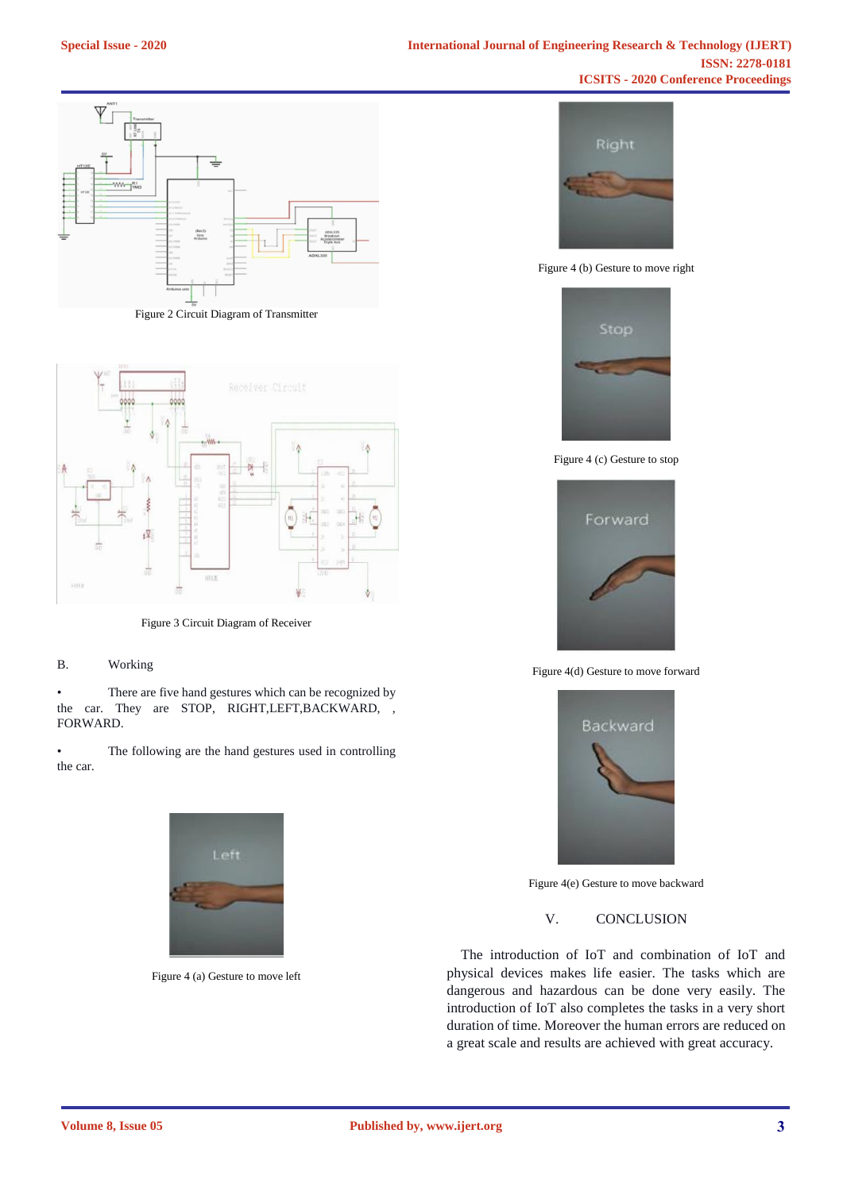Figure 2 Circuit Diagram of Transmitter

Figure 3 Circuit Diagram of Receiver

B. Working

- There are five hand gestures which can be recognized by the car. They are STOP, RIGHT,LEFT,BACKWARD, , FORWARD.
- The following are the hand gestures used in controlling the car.

Figure 4 (a) Gesture to move left

Figure 4 (b) Gesture to move right

Figure 4 (c) Gesture to stop

Figure 4(d) Gesture to move forward

Figure 4(e) Gesture to move backward

## V. CONCLUSION

The introduction of IoT and combination of IoT and physical devices makes life easier. The tasks which are dangerous and hazardous can be done very easily. The introduction of IoT also completes the tasks in a very short duration of time. Moreover the human errors are reduced on a great scale and results are achieved with great accuracy.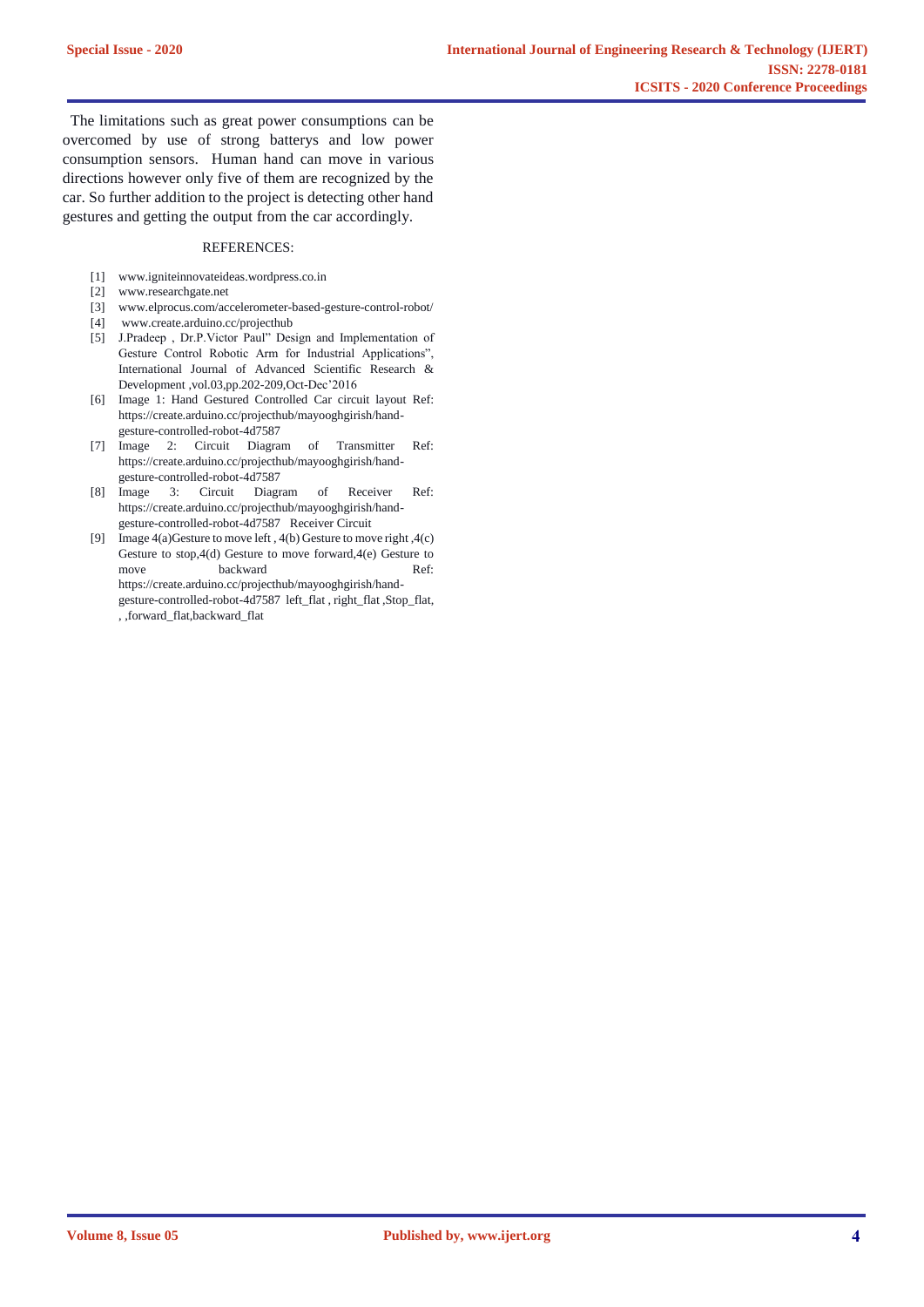The limitations such as great power consumptions can be overcomed by use of strong batterys and low power consumption sensors. Human hand can move in various directions however only five of them are recognized by the car. So further addition to the project is detecting other hand gestures and getting the output from the car accordingly.

## REFERENCES:

[1] www.igniteinnovateideas.wordpress.co.in

[2] www.researchgate.net

[3] www.elprocus.com/accelerometer-based-gesture-control-robot/

[4] www.create.arduino.cc/projecthub

[5] J.Pradeep , Dr.P.Victor Paul" Design and Implementation of Gesture Control Robotic Arm for Industrial Applications", International Journal of Advanced Scientific Research & Development ,vol.03,pp.202-209,Oct-Dec'2016

[6] Image 1: Hand Gestured Controlled Car circuit layout Ref: https://create.arduino.cc/projecthub/mayooghgirish/hand-gesture-controlled-robot-4d7587

[7] Image 2: Circuit Diagram of Transmitter Ref: https://create.arduino.cc/projecthub/mayooghgirish/hand-gesture-controlled-robot-4d7587

[8] Image 3: Circuit Diagram of Receiver Ref: https://create.arduino.cc/projecthub/mayooghgirish/hand-gesture-controlled-robot-4d7587 Receiver Circuit

[9] Image 4(a)Gesture to move left , 4(b) Gesture to move right ,4(c) Gesture to stop,4(d) Gesture to move forward,4(e) Gesture to move backward Ref: https://create.arduino.cc/projecthub/mayooghgirish/hand-gesture-controlled-robot-4d7587 left_flat , right_flat ,Stop_flat, , ,forward_flat,backward_flat